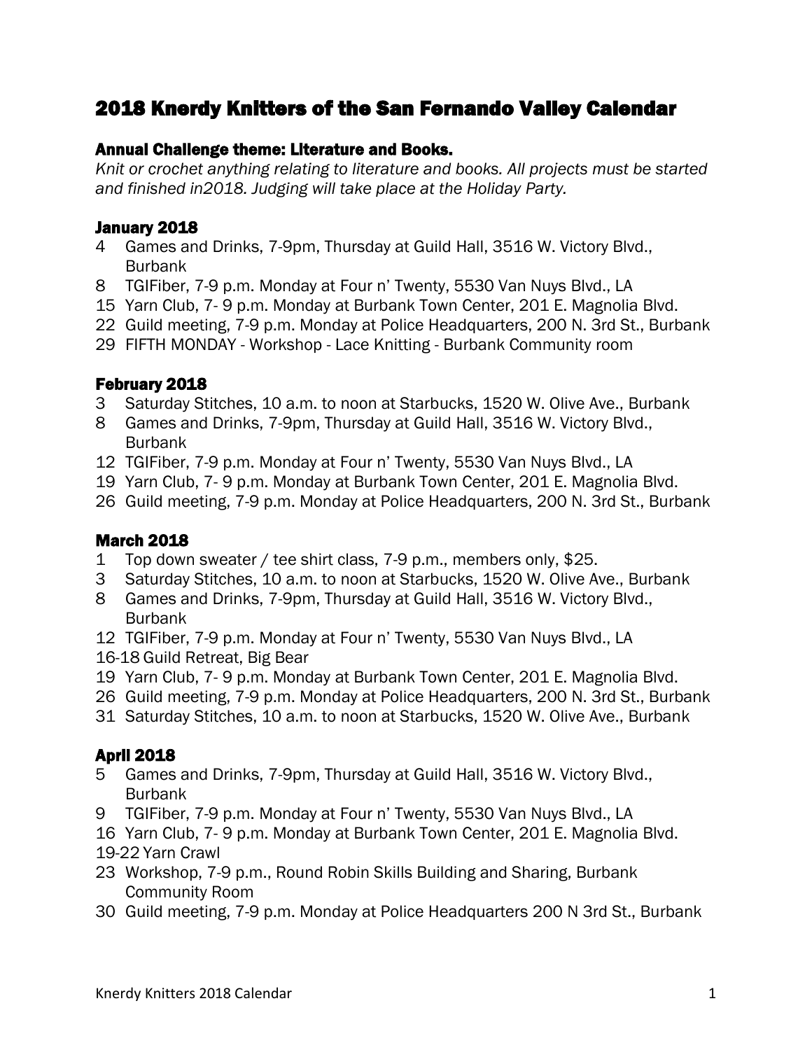# 2018 Knerdy Knitters of the San Fernando Valley Calendar

### Annual Challenge theme: Literature and Books.

*Knit or crochet anything relating to literature and books. All projects must be started and finished in2018. Judging will take place at the Holiday Party.*

### January 2018

- 4 Games and Drinks, 7-9pm, Thursday at Guild Hall, 3516 W. Victory Blvd., Burbank
- 8 TGIFiber, 7-9 p.m. Monday at Four n' Twenty, 5530 Van Nuys Blvd., LA
- 15 Yarn Club, 7- 9 p.m. Monday at Burbank Town Center, 201 E. Magnolia Blvd.
- 22 Guild meeting, 7-9 p.m. Monday at Police Headquarters, 200 N. 3rd St., Burbank
- 29 FIFTH MONDAY - Workshop - Lace Knitting - Burbank Community room

### February 2018

- 3 Saturday Stitches, 10 a.m. to noon at Starbucks, 1520 W. Olive Ave., Burbank
- 8 Games and Drinks, 7-9pm, Thursday at Guild Hall, 3516 W. Victory Blvd., Burbank
- 12 TGIFiber, 7-9 p.m. Monday at Four n' Twenty, 5530 Van Nuys Blvd., LA
- 19 Yarn Club, 7- 9 p.m. Monday at Burbank Town Center, 201 E. Magnolia Blvd.
- 26 Guild meeting, 7-9 p.m. Monday at Police Headquarters, 200 N. 3rd St., Burbank

### March 2018

- 1 Top down sweater / tee shirt class, 7-9 p.m., members only, $25.
- 3 Saturday Stitches, 10 a.m. to noon at Starbucks, 1520 W. Olive Ave., Burbank
- 8 Games and Drinks, 7-9pm, Thursday at Guild Hall, 3516 W. Victory Blvd., Burbank
- 12 TGIFiber, 7-9 p.m. Monday at Four n' Twenty, 5530 Van Nuys Blvd., LA
- 16-18 Guild Retreat, Big Bear
- 19 Yarn Club, 7- 9 p.m. Monday at Burbank Town Center, 201 E. Magnolia Blvd.
- 26 Guild meeting, 7-9 p.m. Monday at Police Headquarters, 200 N. 3rd St., Burbank
- 31 Saturday Stitches, 10 a.m. to noon at Starbucks, 1520 W. Olive Ave., Burbank

### April 2018

- 5 Games and Drinks, 7-9pm, Thursday at Guild Hall, 3516 W. Victory Blvd., Burbank
- 9 TGIFiber, 7-9 p.m. Monday at Four n' Twenty, 5530 Van Nuys Blvd., LA
- 16 Yarn Club, 7- 9 p.m. Monday at Burbank Town Center, 201 E. Magnolia Blvd.
- 19-22 Yarn Crawl
- 23 Workshop, 7-9 p.m., Round Robin Skills Building and Sharing, Burbank Community Room
- 30 Guild meeting, 7-9 p.m. Monday at Police Headquarters 200 N 3rd St., Burbank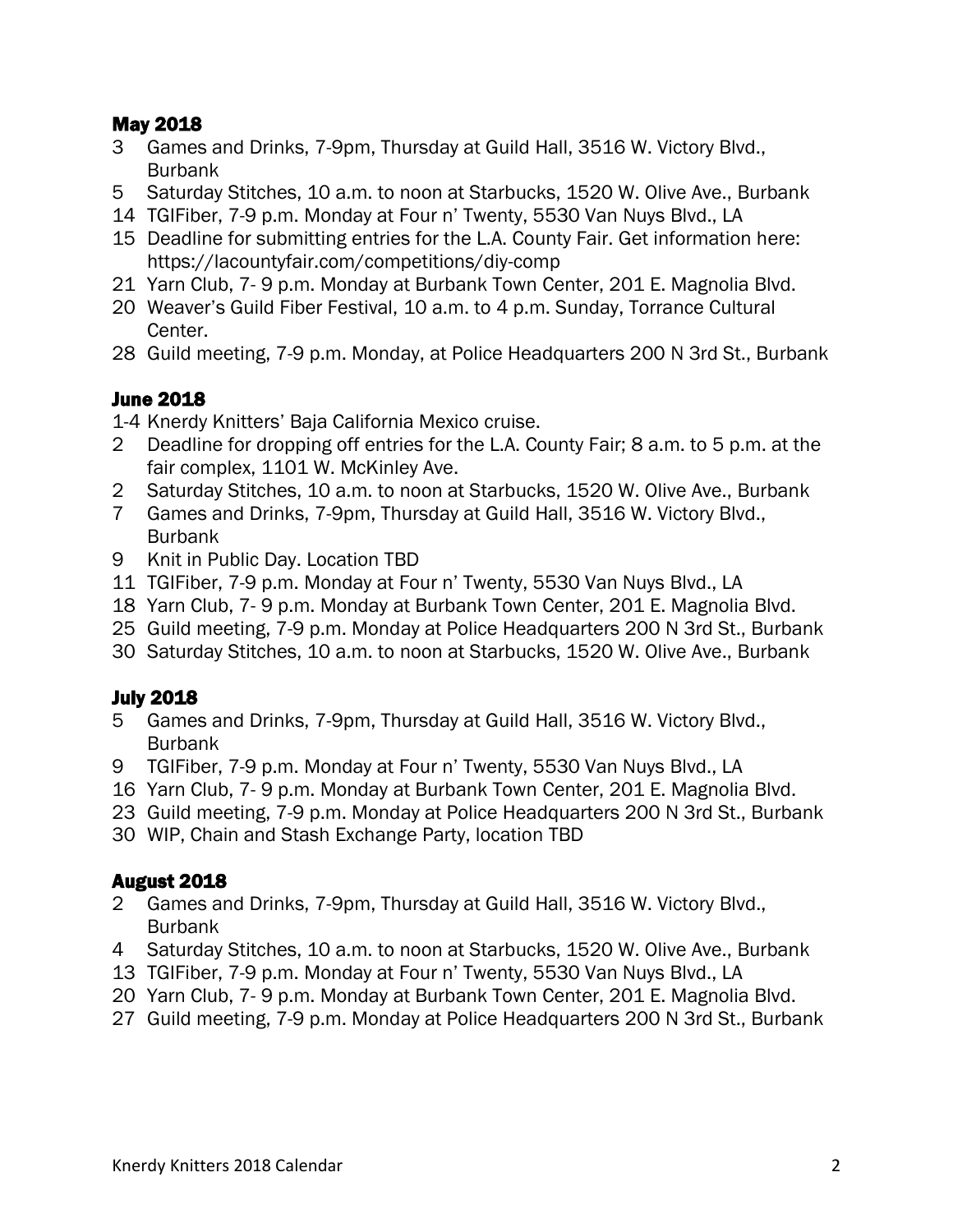## May 2018

3 Games and Drinks, 7-9pm, Thursday at Guild Hall, 3516 W. Victory Blvd., Burbank
5 Saturday Stitches, 10 a.m. to noon at Starbucks, 1520 W. Olive Ave., Burbank
14 TGIFiber, 7-9 p.m. Monday at Four n' Twenty, 5530 Van Nuys Blvd., LA
15 Deadline for submitting entries for the L.A. County Fair. Get information here: https://lacountyfair.com/competitions/diy-comp
21 Yarn Club, 7- 9 p.m. Monday at Burbank Town Center, 201 E. Magnolia Blvd.
20 Weaver's Guild Fiber Festival, 10 a.m. to 4 p.m. Sunday, Torrance Cultural Center.
28 Guild meeting, 7-9 p.m. Monday, at Police Headquarters 200 N 3rd St., Burbank

## June 2018

1-4 Knerdy Knitters' Baja California Mexico cruise.
2 Deadline for dropping off entries for the L.A. County Fair; 8 a.m. to 5 p.m. at the fair complex, 1101 W. McKinley Ave.
2 Saturday Stitches, 10 a.m. to noon at Starbucks, 1520 W. Olive Ave., Burbank
7 Games and Drinks, 7-9pm, Thursday at Guild Hall, 3516 W. Victory Blvd., Burbank
9 Knit in Public Day. Location TBD
11 TGIFiber, 7-9 p.m. Monday at Four n' Twenty, 5530 Van Nuys Blvd., LA
18 Yarn Club, 7- 9 p.m. Monday at Burbank Town Center, 201 E. Magnolia Blvd.
25 Guild meeting, 7-9 p.m. Monday at Police Headquarters 200 N 3rd St., Burbank
30 Saturday Stitches, 10 a.m. to noon at Starbucks, 1520 W. Olive Ave., Burbank

## July 2018

5 Games and Drinks, 7-9pm, Thursday at Guild Hall, 3516 W. Victory Blvd., Burbank
9 TGIFiber, 7-9 p.m. Monday at Four n' Twenty, 5530 Van Nuys Blvd., LA
16 Yarn Club, 7- 9 p.m. Monday at Burbank Town Center, 201 E. Magnolia Blvd.
23 Guild meeting, 7-9 p.m. Monday at Police Headquarters 200 N 3rd St., Burbank
30 WIP, Chain and Stash Exchange Party, location TBD

## August 2018

2 Games and Drinks, 7-9pm, Thursday at Guild Hall, 3516 W. Victory Blvd., Burbank
4 Saturday Stitches, 10 a.m. to noon at Starbucks, 1520 W. Olive Ave., Burbank
13 TGIFiber, 7-9 p.m. Monday at Four n' Twenty, 5530 Van Nuys Blvd., LA
20 Yarn Club, 7- 9 p.m. Monday at Burbank Town Center, 201 E. Magnolia Blvd.
27 Guild meeting, 7-9 p.m. Monday at Police Headquarters 200 N 3rd St., Burbank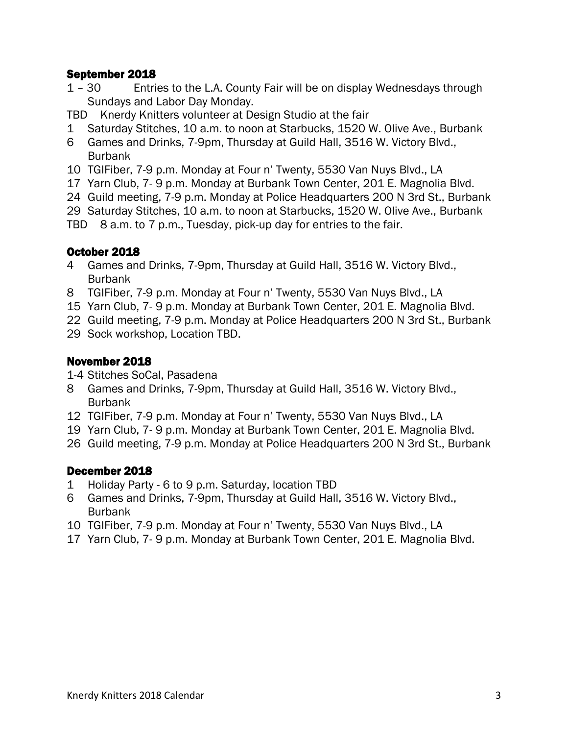### September 2018

1 – 30 Entries to the L.A. County Fair will be on display Wednesdays through Sundays and Labor Day Monday.
TBD Knerdy Knitters volunteer at Design Studio at the fair
1 Saturday Stitches, 10 a.m. to noon at Starbucks, 1520 W. Olive Ave., Burbank
6 Games and Drinks, 7-9pm, Thursday at Guild Hall, 3516 W. Victory Blvd., Burbank
10 TGIFiber, 7-9 p.m. Monday at Four n' Twenty, 5530 Van Nuys Blvd., LA
17 Yarn Club, 7- 9 p.m. Monday at Burbank Town Center, 201 E. Magnolia Blvd.
24 Guild meeting, 7-9 p.m. Monday at Police Headquarters 200 N 3rd St., Burbank
29 Saturday Stitches, 10 a.m. to noon at Starbucks, 1520 W. Olive Ave., Burbank
TBD 8 a.m. to 7 p.m., Tuesday, pick-up day for entries to the fair.

### October 2018

4 Games and Drinks, 7-9pm, Thursday at Guild Hall, 3516 W. Victory Blvd., Burbank
8 TGIFiber, 7-9 p.m. Monday at Four n' Twenty, 5530 Van Nuys Blvd., LA
15 Yarn Club, 7- 9 p.m. Monday at Burbank Town Center, 201 E. Magnolia Blvd.
22 Guild meeting, 7-9 p.m. Monday at Police Headquarters 200 N 3rd St., Burbank
29 Sock workshop, Location TBD.

### November 2018

1-4 Stitches SoCal, Pasadena
8 Games and Drinks, 7-9pm, Thursday at Guild Hall, 3516 W. Victory Blvd., Burbank
12 TGIFiber, 7-9 p.m. Monday at Four n' Twenty, 5530 Van Nuys Blvd., LA
19 Yarn Club, 7- 9 p.m. Monday at Burbank Town Center, 201 E. Magnolia Blvd.
26 Guild meeting, 7-9 p.m. Monday at Police Headquarters 200 N 3rd St., Burbank

### December 2018

1 Holiday Party - 6 to 9 p.m. Saturday, location TBD
6 Games and Drinks, 7-9pm, Thursday at Guild Hall, 3516 W. Victory Blvd., Burbank
10 TGIFiber, 7-9 p.m. Monday at Four n' Twenty, 5530 Van Nuys Blvd., LA
17 Yarn Club, 7- 9 p.m. Monday at Burbank Town Center, 201 E. Magnolia Blvd.